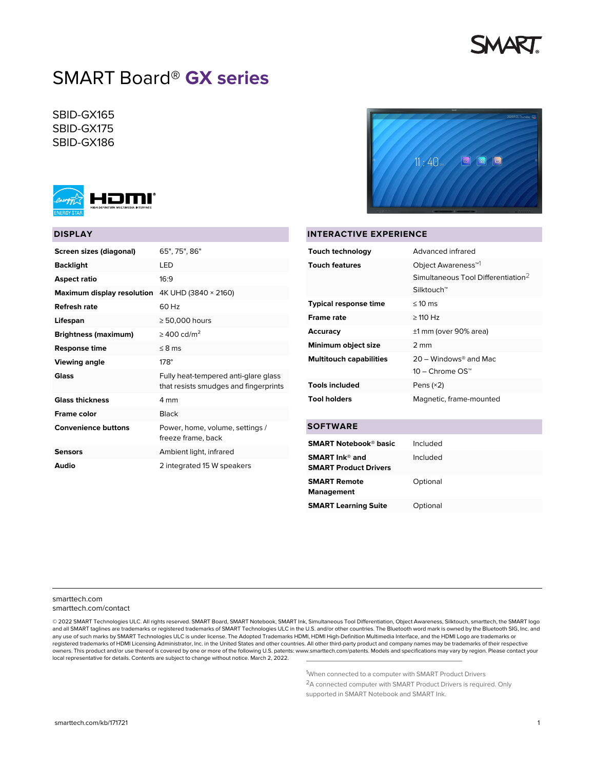# SMART Board® GX series

SBID-GX165
SBID-GX175
SBID-GX186

## DISPLAY

| | |
|---|---|
| **Screen sizes (diagonal)** | 65", 75", 86" |
| **Backlight** | LED |
| **Aspect ratio** | 16:9 |
| **Maximum display resolution** | 4K UHD (3840 × 2160) |
| **Refresh rate** | 60 Hz |
| **Lifespan** | ≥ 50,000 hours |
| **Brightness (maximum)** | ≥ 400 cd/m$^2$ |
| **Response time** | ≤ 8 ms |
| **Viewing angle** | 178° |
| **Glass** | Fully heat-tempered anti-glare glass that resists smudges and fingerprints |
| **Glass thickness** | 4 mm |
| **Frame color** | Black |
| **Convenience buttons** | Power, home, volume, settings / freeze frame, back |
| **Sensors** | Ambient light, infrared |
| **Audio** | 2 integrated 15 W speakers |

## INTERACTIVE EXPERIENCE

| | |
|---|---|
| **Touch technology** | Advanced infrared |
| **Touch features** | Object Awareness™[1]<br>Simultaneous Tool Differentiation[2]<br>Silktouch™ |
| **Typical response time** | ≤ 10 ms |
| **Frame rate** | ≥ 110 Hz |
| **Accuracy** | ±1 mm (over 90% area) |
| **Minimum object size** | 2 mm |
| **Multitouch capabilities** | 20 – Windows® and Mac<br>10 – Chrome OS™ |
| **Tools included** | Pens (×2) |
| **Tool holders** | Magnetic, frame-mounted |

## SOFTWARE

| | |
|---|---|
| **SMART Notebook® basic** | Included |
| **SMART Ink® and SMART Product Drivers** | Included |
| **SMART Remote Management** | Optional |
| **SMART Learning Suite** | Optional |

smarttech.com
smarttech.com/contact

© 2022 SMART Technologies ULC. All rights reserved. SMART Board, SMART Notebook, SMART Ink, Simultaneous Tool Differentiation, Object Awareness, Silktouch, smarttech, the SMART logo and all SMART taglines are trademarks or registered trademarks of SMART Technologies ULC in the U.S. and/or other countries. The Bluetooth word mark is owned by the Bluetooth SIG, Inc. and any use of such marks by SMART Technologies ULC is under license. The Adopted Trademarks HDMI, HDMI High-Definition Multimedia Interface, and the HDMI Logo are trademarks or registered trademarks of HDMI Licensing Administrator, Inc. in the United States and other countries. All other third-party product and company names may be trademarks of their respective owners. This product and/or use thereof is covered by one or more of the following U.S. patents: www.smarttech.com/patents. Models and specifications may vary by region. Please contact your local representative for details. Contents are subject to change without notice. March 2, 2022.

[1] When connected to a computer with SMART Product Drivers

[2] A connected computer with SMART Product Drivers is required. Only supported in SMART Notebook and SMART Ink.

smarttech.com/kb/171721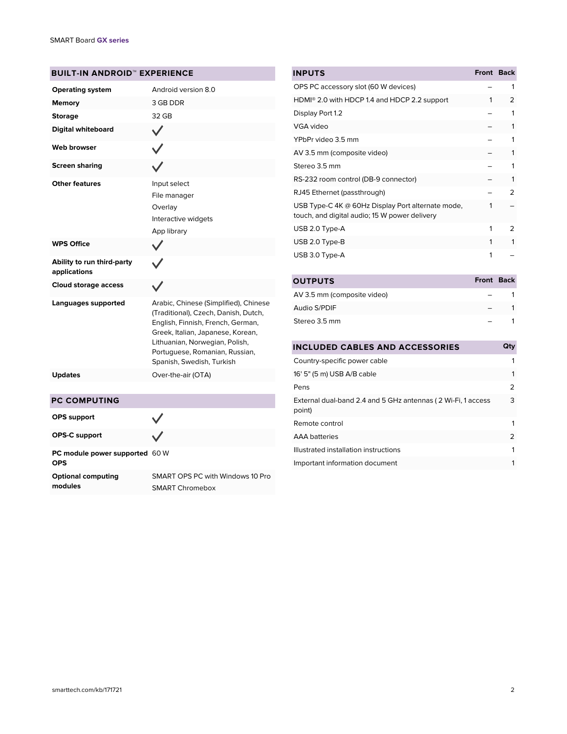## BUILT-IN ANDROID™ EXPERIENCE

| | |
|---|---|
| **Operating system** | Android version 8.0 |
| **Memory** | 3 GB DDR |
| **Storage** | 32 GB |
| **Digital whiteboard** | ✓ |
| **Web browser** | ✓ |
| **Screen sharing** | ✓ |
| **Other features** | Input select<br>File manager<br>Overlay<br>Interactive widgets<br>App library |
| **WPS Office** | ✓ |
| **Ability to run third-party applications** | ✓ |
| **Cloud storage access** | ✓ |
| **Languages supported** | Arabic, Chinese (Simplified), Chinese (Traditional), Czech, Danish, Dutch, English, Finnish, French, German, Greek, Italian, Japanese, Korean, Lithuanian, Norwegian, Polish, Portuguese, Romanian, Russian, Spanish, Swedish, Turkish |
| **Updates** | Over-the-air (OTA) |

## PC COMPUTING

| | |
|---|---|
| **OPS support** | ✓ |
| **OPS-C support** | ✓ |
| **PC module power supported OPS** | 60 W |
| **Optional computing modules** | SMART OPS PC with Windows 10 Pro<br>SMART Chromebox |

## INPUTS

| INPUTS | Front | Back |
|---|---|---|
| OPS PC accessory slot (60 W devices) | – | 1 |
| HDMI® 2.0 with HDCP 1.4 and HDCP 2.2 support | 1 | 2 |
| Display Port 1.2 | – | 1 |
| VGA video | – | 1 |
| YPbPr video 3.5 mm | – | 1 |
| AV 3.5 mm (composite video) | – | 1 |
| Stereo 3.5 mm | – | 1 |
| RS-232 room control (DB-9 connector) | – | 1 |
| RJ45 Ethernet (passthrough) | – | 2 |
| USB Type-C 4K @ 60Hz Display Port alternate mode, touch, and digital audio; 15 W power delivery | 1 | – |
| USB 2.0 Type-A | 1 | 2 |
| USB 2.0 Type-B | 1 | 1 |
| USB 3.0 Type-A | 1 | – |

## OUTPUTS

| OUTPUTS | Front | Back |
|---|---|---|
| AV 3.5 mm (composite video) | – | 1 |
| Audio S/PDIF | – | 1 |
| Stereo 3.5 mm | – | 1 |

## INCLUDED CABLES AND ACCESSORIES

| INCLUDED CABLES AND ACCESSORIES | Qty |
|---|---|
| Country-specific power cable | 1 |
| 16' 5" (5 m) USB A/B cable | 1 |
| Pens | 2 |
| External dual-band 2.4 and 5 GHz antennas ( 2 Wi-Fi, 1 access point) | 3 |
| Remote control | 1 |
| AAA batteries | 2 |
| Illustrated installation instructions | 1 |
| Important information document | 1 |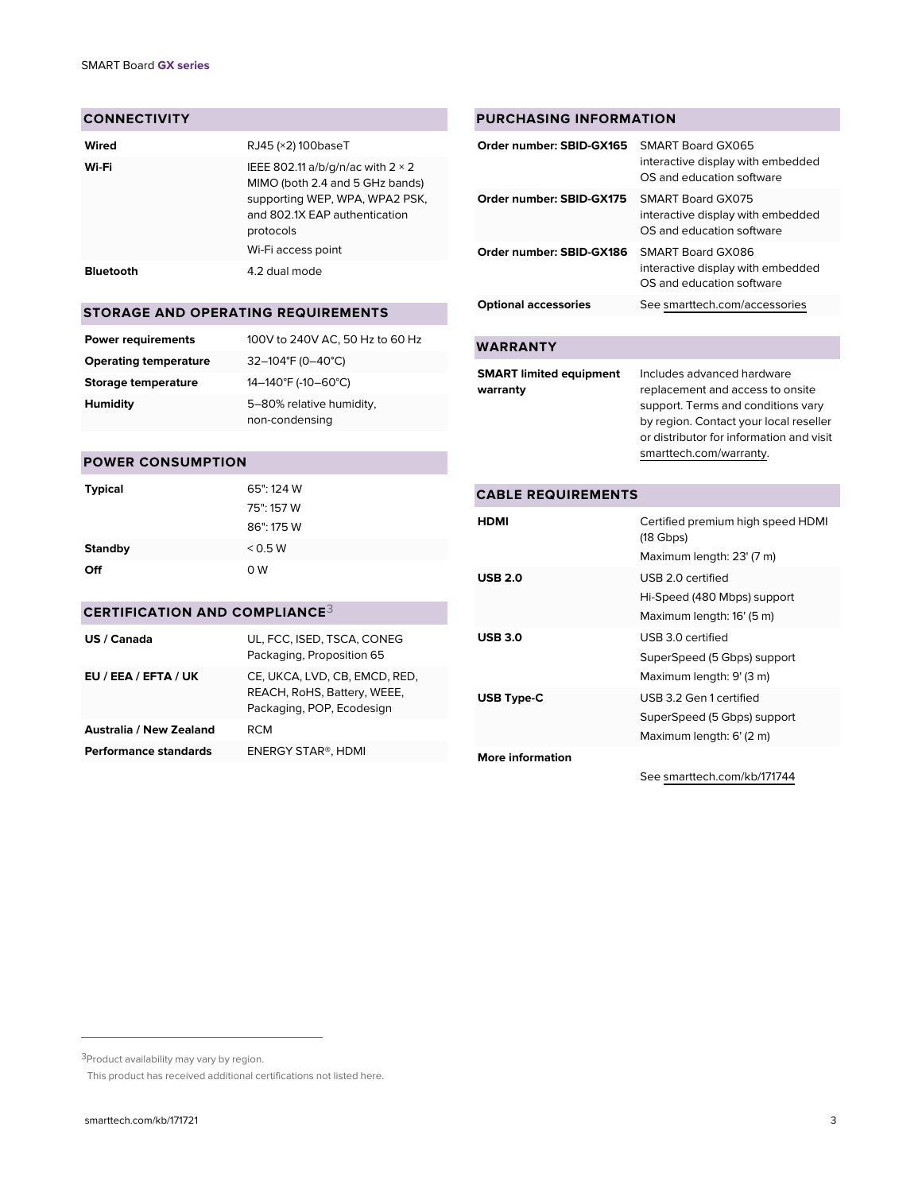## CONNECTIVITY

| | |
|---|---|
| **Wired** | RJ45 (×2) 100baseT |
| **Wi-Fi** | IEEE 802.11 a/b/g/n/ac with 2 × 2 MIMO (both 2.4 and 5 GHz bands) supporting WEP, WPA, WPA2 PSK, and 802.1X EAP authentication protocols<br>Wi-Fi access point |
| **Bluetooth** | 4.2 dual mode |

## STORAGE AND OPERATING REQUIREMENTS

| | |
|---|---|
| **Power requirements** | 100V to 240V AC, 50 Hz to 60 Hz |
| **Operating temperature** | 32–104°F (0–40°C) |
| **Storage temperature** | 14–140°F (-10–60°C) |
| **Humidity** | 5–80% relative humidity, non-condensing |

## POWER CONSUMPTION

| | |
|---|---|
| **Typical** | 65": 124 W<br>75": 157 W<br>86": 175 W |
| **Standby** | < 0.5 W |
| **Off** | 0 W |

## CERTIFICATION AND COMPLIANCE[3]

| | |
|---|---|
| **US / Canada** | UL, FCC, ISED, TSCA, CONEG Packaging, Proposition 65 |
| **EU / EEA / EFTA / UK** | CE, UKCA, LVD, CB, EMCD, RED, REACH, RoHS, Battery, WEEE, Packaging, POP, Ecodesign |
| **Australia / New Zealand** | RCM |
| **Performance standards** | ENERGY STAR®, HDMI |

## PURCHASING INFORMATION

| | |
|---|---|
| **Order number: SBID-GX165** | SMART Board GX065 interactive display with embedded OS and education software |
| **Order number: SBID-GX175** | SMART Board GX075 interactive display with embedded OS and education software |
| **Order number: SBID-GX186** | SMART Board GX086 interactive display with embedded OS and education software |
| **Optional accessories** | See smarttech.com/accessories |

## WARRANTY

| | |
|---|---|
| **SMART limited equipment warranty** | Includes advanced hardware replacement and access to onsite support. Terms and conditions vary by region. Contact your local reseller or distributor for information and visit smarttech.com/warranty. |

## CABLE REQUIREMENTS

| | |
|---|---|
| **HDMI** | Certified premium high speed HDMI (18 Gbps)<br>Maximum length: 23' (7 m) |
| **USB 2.0** | USB 2.0 certified<br>Hi-Speed (480 Mbps) support<br>Maximum length: 16' (5 m) |
| **USB 3.0** | USB 3.0 certified<br>SuperSpeed (5 Gbps) support<br>Maximum length: 9' (3 m) |
| **USB Type-C** | USB 3.2 Gen 1 certified<br>SuperSpeed (5 Gbps) support<br>Maximum length: 6' (2 m) |
| **More information** | See smarttech.com/kb/171744 |

---

[3] Product availability may vary by region.
This product has received additional certifications not listed here.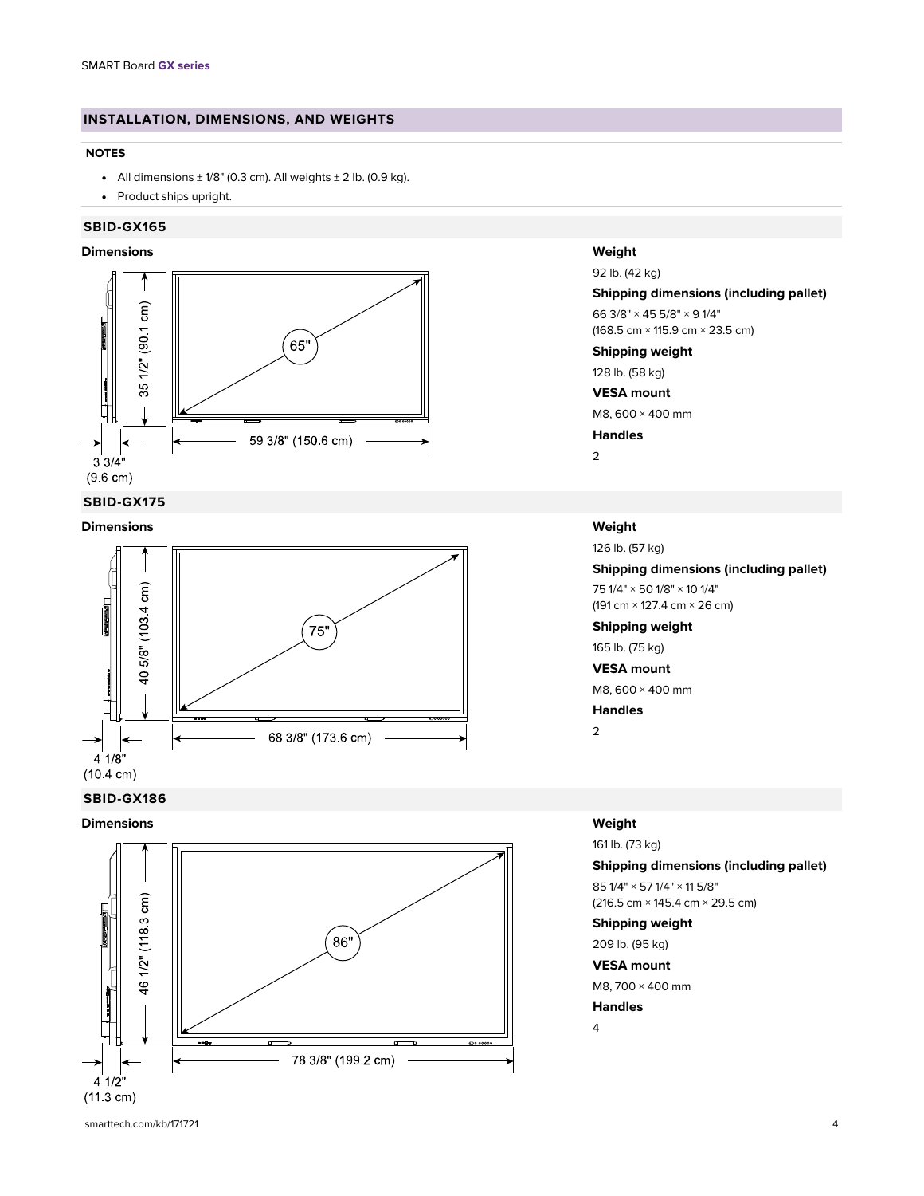## INSTALLATION, DIMENSIONS, AND WEIGHTS

**NOTES**

- All dimensions ± 1/8" (0.3 cm). All weights ± 2 lb. (0.9 kg).
- Product ships upright.

### SBID-GX165

**Dimensions**

35 1/2" (90.1 cm)

65"

59 3/8" (150.6 cm)

3 3/4"
(9.6 cm)

**Weight**

92 lb. (42 kg)

**Shipping dimensions (including pallet)**

66 3/8" × 45 5/8" × 9 1/4"
(168.5 cm × 115.9 cm × 23.5 cm)

**Shipping weight**

128 lb. (58 kg)

**VESA mount**

M8, 600 × 400 mm

**Handles**

2

### SBID-GX175

**Dimensions**

40 5/8" (103.4 cm)

75"

68 3/8" (173.6 cm)

4 1/8"
(10.4 cm)

**Weight**

126 lb. (57 kg)

**Shipping dimensions (including pallet)**

75 1/4" × 50 1/8" × 10 1/4"
(191 cm × 127.4 cm × 26 cm)

**Shipping weight**

165 lb. (75 kg)

**VESA mount**

M8, 600 × 400 mm

**Handles**

2

### SBID-GX186

**Dimensions**

46 1/2" (118.3 cm)

86"

78 3/8" (199.2 cm)

4 1/2"
(11.3 cm)

**Weight**

161 lb. (73 kg)

**Shipping dimensions (including pallet)**

85 1/4" × 57 1/4" × 11 5/8"
(216.5 cm × 145.4 cm × 29.5 cm)

**Shipping weight**

209 lb. (95 kg)

**VESA mount**

M8, 700 × 400 mm

**Handles**

4